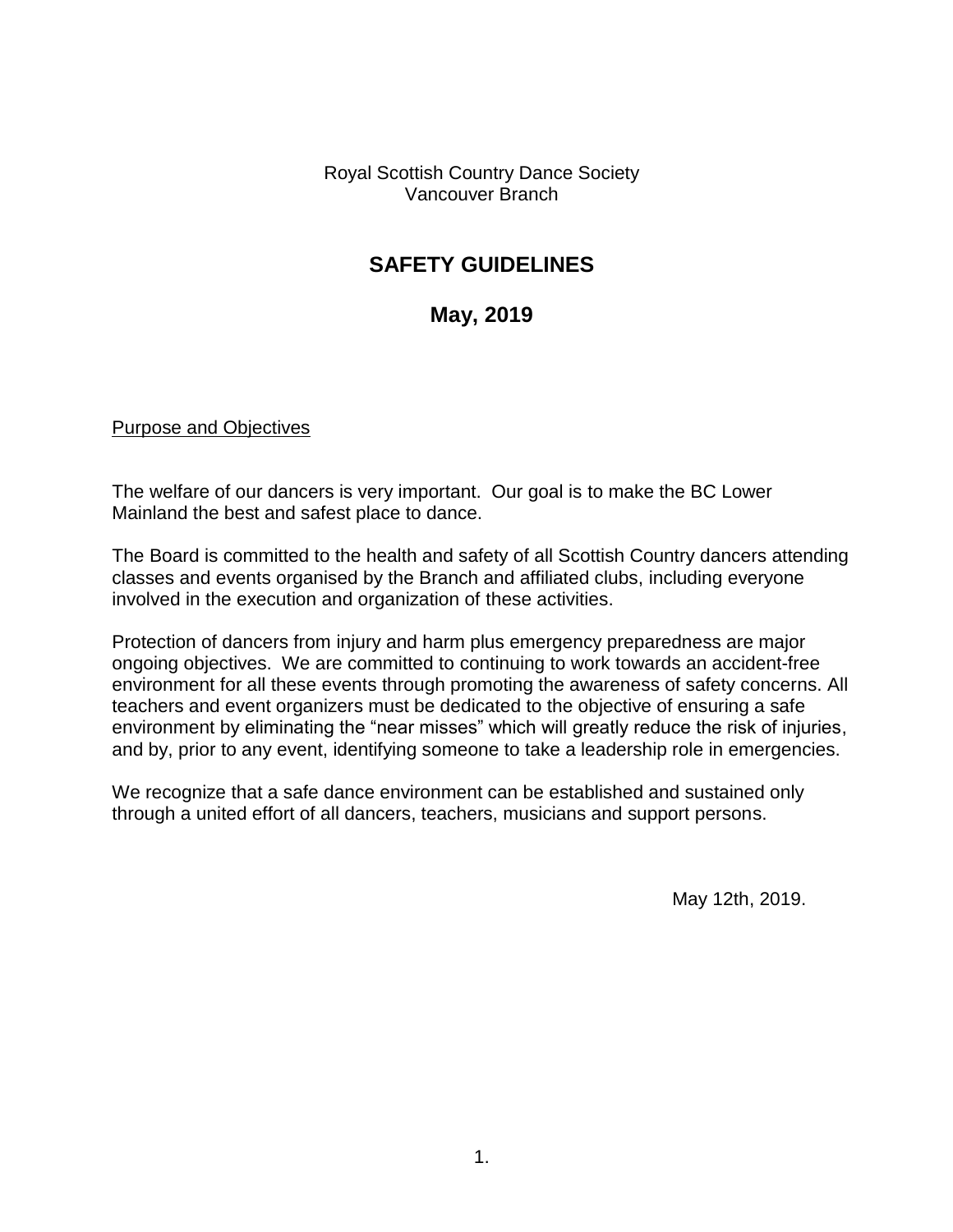Royal Scottish Country Dance Society
Vancouver Branch

# SAFETY GUIDELINES

## May, 2019

Purpose and Objectives

The welfare of our dancers is very important. Our goal is to make the BC Lower Mainland the best and safest place to dance.

The Board is committed to the health and safety of all Scottish Country dancers attending classes and events organised by the Branch and affiliated clubs, including everyone involved in the execution and organization of these activities.

Protection of dancers from injury and harm plus emergency preparedness are major ongoing objectives. We are committed to continuing to work towards an accident-free environment for all these events through promoting the awareness of safety concerns. All teachers and event organizers must be dedicated to the objective of ensuring a safe environment by eliminating the "near misses" which will greatly reduce the risk of injuries, and by, prior to any event, identifying someone to take a leadership role in emergencies.

We recognize that a safe dance environment can be established and sustained only through a united effort of all dancers, teachers, musicians and support persons.

May 12th, 2019.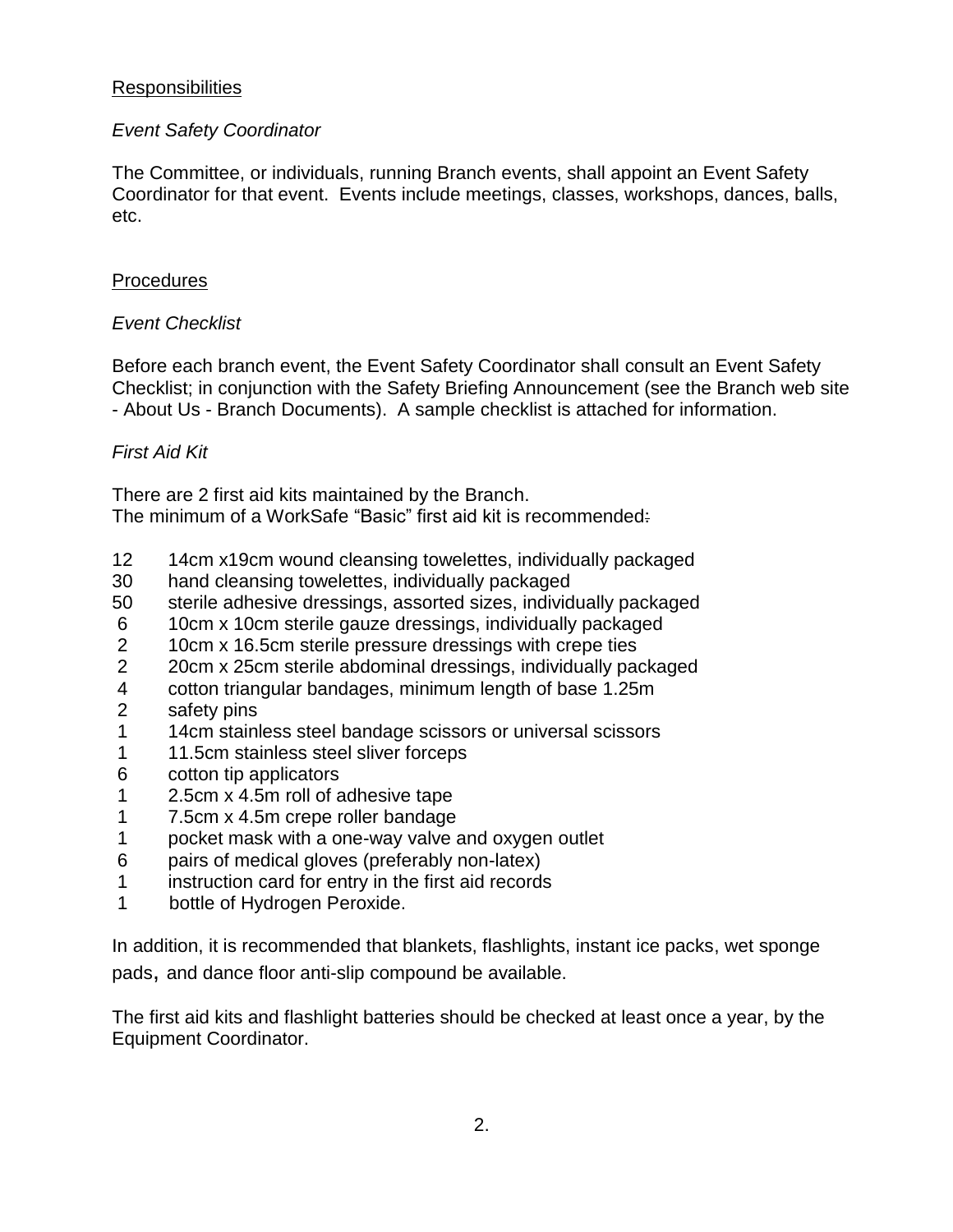## Responsibilities

### *Event Safety Coordinator*

The Committee, or individuals, running Branch events, shall appoint an Event Safety Coordinator for that event. Events include meetings, classes, workshops, dances, balls, etc.

## Procedures

### *Event Checklist*

Before each branch event, the Event Safety Coordinator shall consult an Event Safety Checklist; in conjunction with the Safety Briefing Announcement (see the Branch web site - About Us - Branch Documents). A sample checklist is attached for information.

### *First Aid Kit*

There are 2 first aid kits maintained by the Branch.
The minimum of a WorkSafe "Basic" first aid kit is recommended:

- 12 14cm x19cm wound cleansing towelettes, individually packaged
- 30 hand cleansing towelettes, individually packaged
- 50 sterile adhesive dressings, assorted sizes, individually packaged
- 6 10cm x 10cm sterile gauze dressings, individually packaged
- 2 10cm x 16.5cm sterile pressure dressings with crepe ties
- 2 20cm x 25cm sterile abdominal dressings, individually packaged
- 4 cotton triangular bandages, minimum length of base 1.25m
- 2 safety pins
- 1 14cm stainless steel bandage scissors or universal scissors
- 1 11.5cm stainless steel sliver forceps
- 6 cotton tip applicators
- 1 2.5cm x 4.5m roll of adhesive tape
- 1 7.5cm x 4.5m crepe roller bandage
- 1 pocket mask with a one-way valve and oxygen outlet
- 6 pairs of medical gloves (preferably non-latex)
- 1 instruction card for entry in the first aid records
- 1 bottle of Hydrogen Peroxide.

In addition, it is recommended that blankets, flashlights, instant ice packs, wet sponge pads, and dance floor anti-slip compound be available.

The first aid kits and flashlight batteries should be checked at least once a year, by the Equipment Coordinator.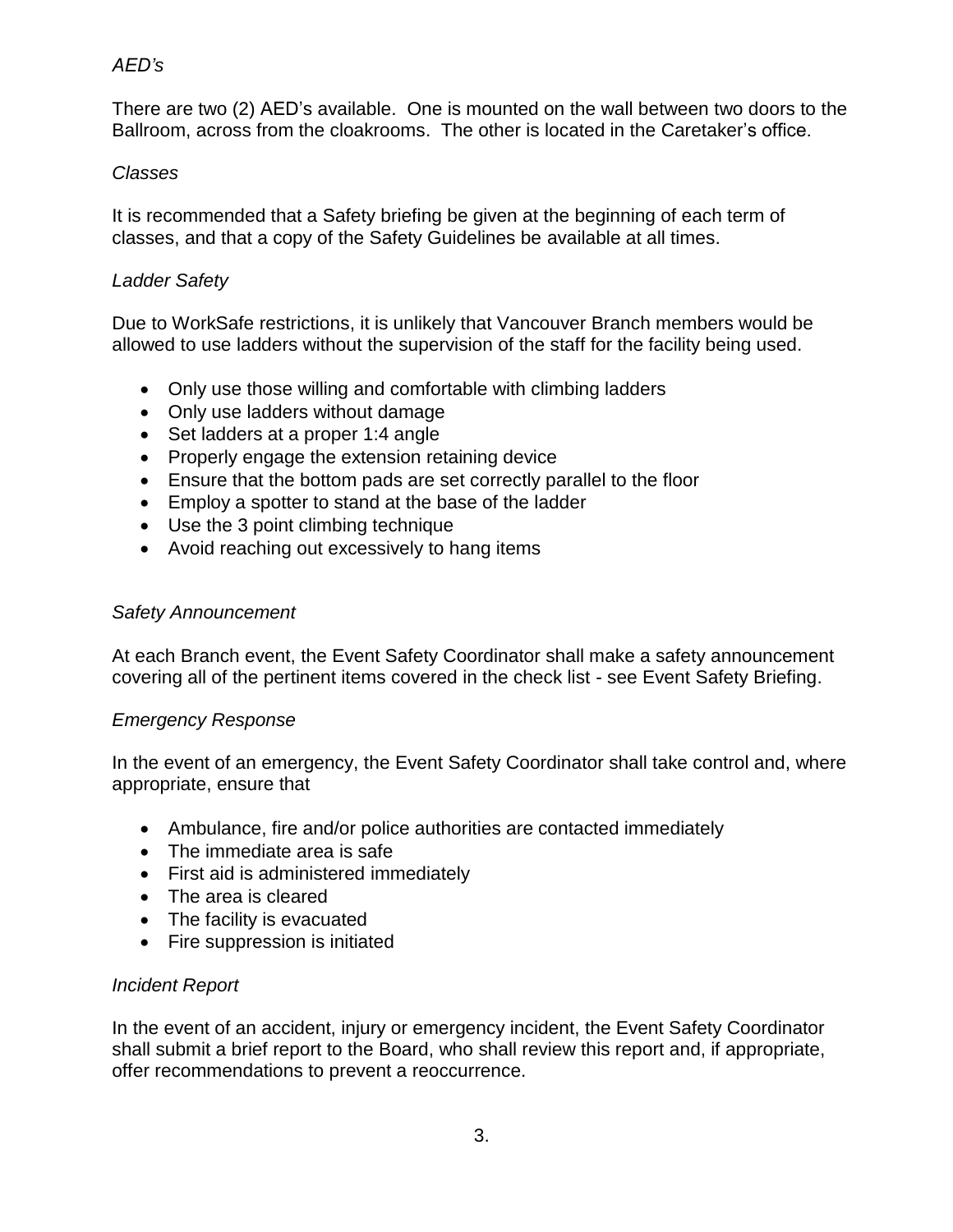*AED's*

There are two (2) AED's available. One is mounted on the wall between two doors to the Ballroom, across from the cloakrooms. The other is located in the Caretaker's office.

*Classes*

It is recommended that a Safety briefing be given at the beginning of each term of classes, and that a copy of the Safety Guidelines be available at all times.

*Ladder Safety*

Due to WorkSafe restrictions, it is unlikely that Vancouver Branch members would be allowed to use ladders without the supervision of the staff for the facility being used.

- Only use those willing and comfortable with climbing ladders
- Only use ladders without damage
- Set ladders at a proper 1:4 angle
- Properly engage the extension retaining device
- Ensure that the bottom pads are set correctly parallel to the floor
- Employ a spotter to stand at the base of the ladder
- Use the 3 point climbing technique
- Avoid reaching out excessively to hang items

*Safety Announcement*

At each Branch event, the Event Safety Coordinator shall make a safety announcement covering all of the pertinent items covered in the check list - see Event Safety Briefing.

*Emergency Response*

In the event of an emergency, the Event Safety Coordinator shall take control and, where appropriate, ensure that

- Ambulance, fire and/or police authorities are contacted immediately
- The immediate area is safe
- First aid is administered immediately
- The area is cleared
- The facility is evacuated
- Fire suppression is initiated

*Incident Report*

In the event of an accident, injury or emergency incident, the Event Safety Coordinator shall submit a brief report to the Board, who shall review this report and, if appropriate, offer recommendations to prevent a reoccurrence.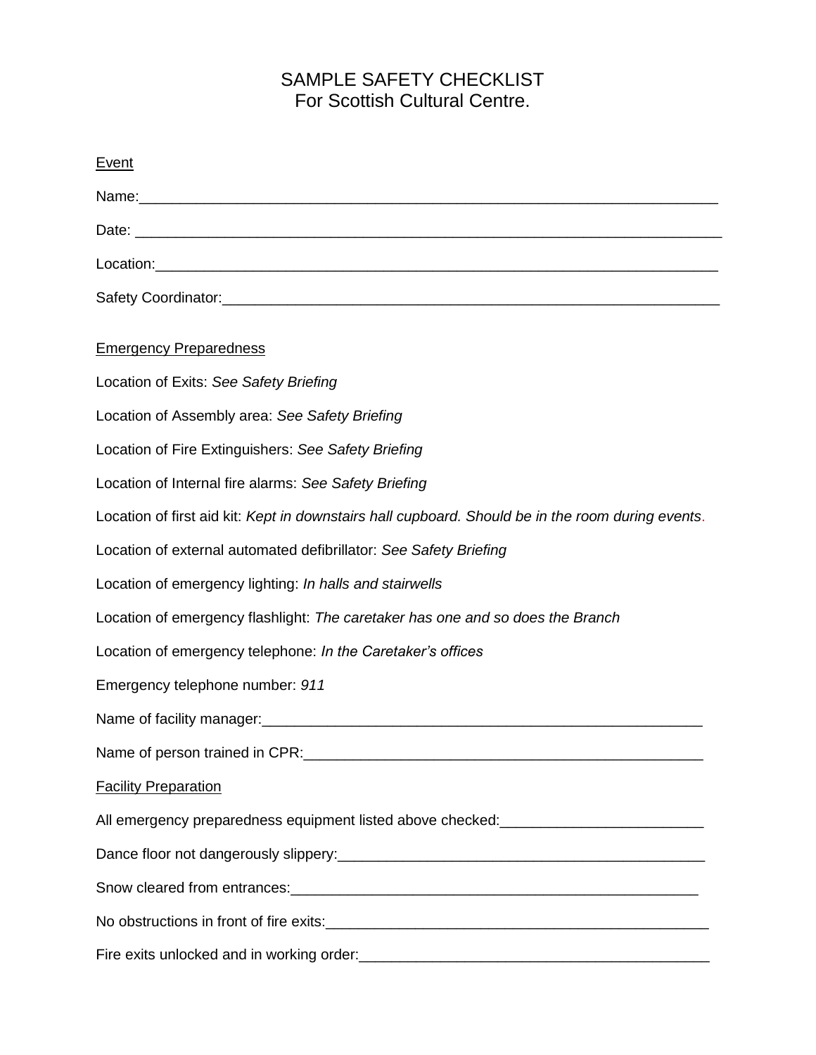# SAMPLE SAFETY CHECKLIST
For Scottish Cultural Centre.

Event

Name:_________________________________________________________________________

Date: _________________________________________________________________________

Location:______________________________________________________________________

Safety Coordinator:______________________________________________________________

Emergency Preparedness

Location of Exits: *See Safety Briefing*

Location of Assembly area: *See Safety Briefing*

Location of Fire Extinguishers: *See Safety Briefing*

Location of Internal fire alarms: *See Safety Briefing*

Location of first aid kit: *Kept in downstairs hall cupboard. Should be in the room during events.*

Location of external automated defibrillator: *See Safety Briefing*

Location of emergency lighting: *In halls and stairwells*

Location of emergency flashlight: *The caretaker has one and so does the Branch*

Location of emergency telephone: *In the Caretaker's offices*

Emergency telephone number: *911*

Name of facility manager:________________________________________________________

Name of person trained in CPR:___________________________________________________

Facility Preparation

All emergency preparedness equipment listed above checked:________________________

Dance floor not dangerously slippery:______________________________________________

Snow cleared from entrances:____________________________________________________

No obstructions in front of fire exits:_______________________________________________

Fire exits unlocked and in working order:___________________________________________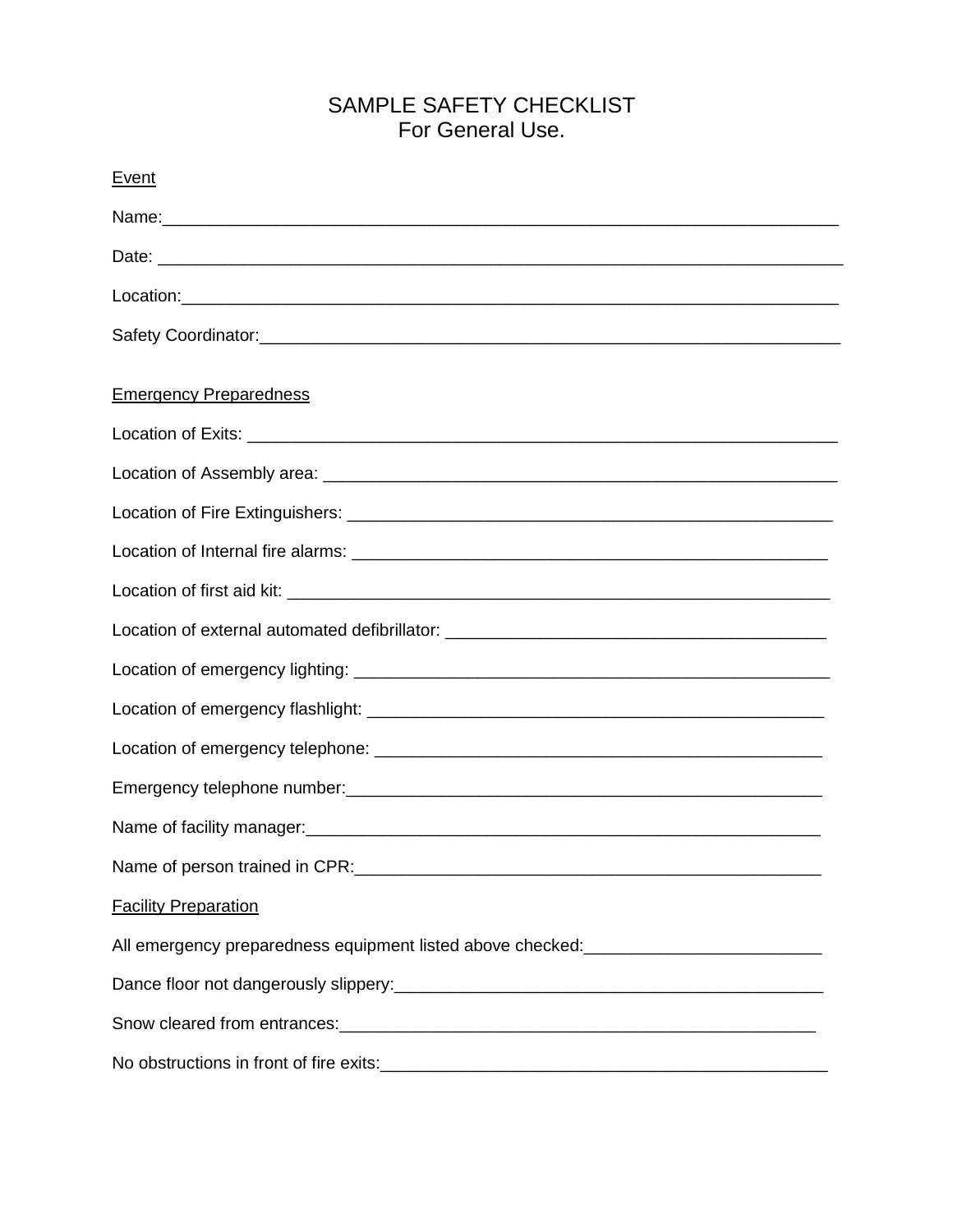# SAMPLE SAFETY CHECKLIST
## For General Use.

Event

Name:_______________________________________________________________________

Date: _______________________________________________________________________

Location:____________________________________________________________________

Safety Coordinator:___________________________________________________________

Emergency Preparedness

Location of Exits: _____________________________________________________________

Location of Assembly area: ______________________________________________________

Location of Fire Extinguishers: ___________________________________________________

Location of Internal fire alarms: ___________________________________________________

Location of first aid kit: ________________________________________________________

Location of external automated defibrillator: _________________________________________

Location of emergency lighting: ___________________________________________________

Location of emergency flashlight: __________________________________________________

Location of emergency telephone: _________________________________________________

Emergency telephone number:_____________________________________________________

Name of facility manager:_________________________________________________________

Name of person trained in CPR:____________________________________________________

Facility Preparation

All emergency preparedness equipment listed above checked:_________________________

Dance floor not dangerously slippery:_______________________________________________

Snow cleared from entrances:_____________________________________________________

No obstructions in front of fire exits:________________________________________________